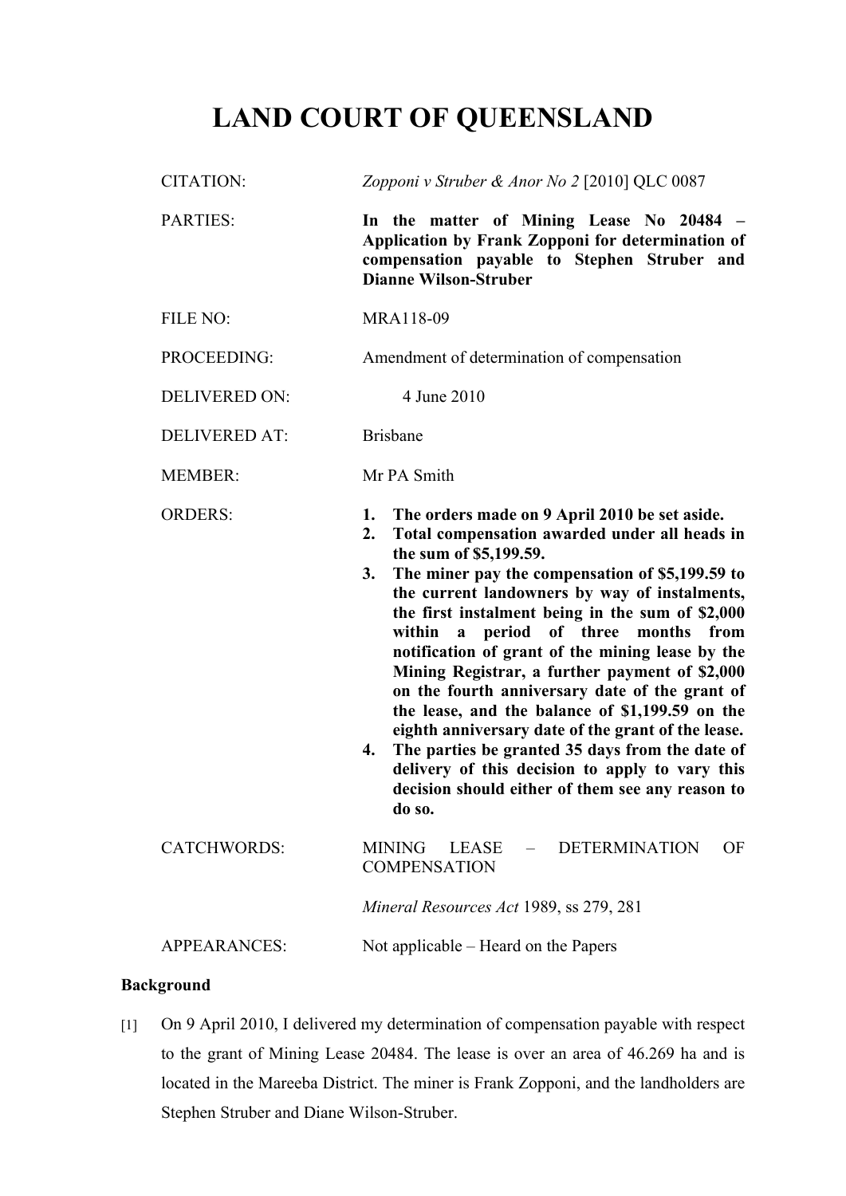# LAND COURT OF QUEENSLAND

| | |
|---|---|
| CITATION: | *Zopponi v Struber & Anor No 2* [2010] QLC 0087 |
| PARTIES: | **In the matter of Mining Lease No 20484 – Application by Frank Zopponi for determination of compensation payable to Stephen Struber and Dianne Wilson-Struber** |
| FILE NO: | MRA118-09 |
| PROCEEDING: | Amendment of determination of compensation |
| DELIVERED ON: | 4 June 2010 |
| DELIVERED AT: | Brisbane |
| MEMBER: | Mr PA Smith |
| ORDERS: | **1. The orders made on 9 April 2010 be set aside.** <br> **2. Total compensation awarded under all heads in the sum of $5,199.59.** <br> **3. The miner pay the compensation of $5,199.59 to the current landowners by way of instalments, the first instalment being in the sum of $2,000 within a period of three months from notification of grant of the mining lease by the Mining Registrar, a further payment of $2,000 on the fourth anniversary date of the grant of the lease, and the balance of $1,199.59 on the eighth anniversary date of the grant of the lease.** <br> **4. The parties be granted 35 days from the date of delivery of this decision to apply to vary this decision should either of them see any reason to do so.** |
| CATCHWORDS: | MINING LEASE – DETERMINATION OF COMPENSATION <br> *Mineral Resources Act* 1989, ss 279, 281 |
| APPEARANCES: | Not applicable – Heard on the Papers |

**Background**

[1] On 9 April 2010, I delivered my determination of compensation payable with respect to the grant of Mining Lease 20484. The lease is over an area of 46.269 ha and is located in the Mareeba District. The miner is Frank Zopponi, and the landholders are Stephen Struber and Diane Wilson-Struber.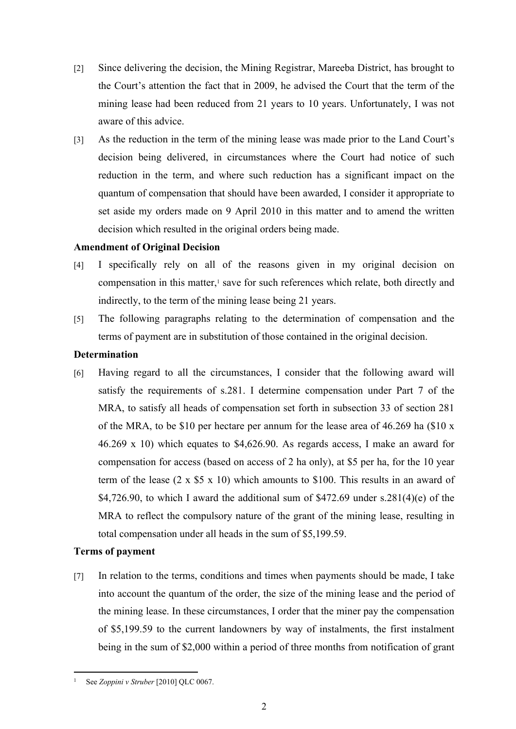[2] Since delivering the decision, the Mining Registrar, Mareeba District, has brought to the Court's attention the fact that in 2009, he advised the Court that the term of the mining lease had been reduced from 21 years to 10 years. Unfortunately, I was not aware of this advice.

[3] As the reduction in the term of the mining lease was made prior to the Land Court's decision being delivered, in circumstances where the Court had notice of such reduction in the term, and where such reduction has a significant impact on the quantum of compensation that should have been awarded, I consider it appropriate to set aside my orders made on 9 April 2010 in this matter and to amend the written decision which resulted in the original orders being made.

**Amendment of Original Decision**

[4] I specifically rely on all of the reasons given in my original decision on compensation in this matter,[1] save for such references which relate, both directly and indirectly, to the term of the mining lease being 21 years.

[5] The following paragraphs relating to the determination of compensation and the terms of payment are in substitution of those contained in the original decision.

**Determination**

[6] Having regard to all the circumstances, I consider that the following award will satisfy the requirements of s.281. I determine compensation under Part 7 of the MRA, to satisfy all heads of compensation set forth in subsection 33 of section 281 of the MRA, to be $10 per hectare per annum for the lease area of 46.269 ha ($10 x 46.269 x 10) which equates to $4,626.90. As regards access, I make an award for compensation for access (based on access of 2 ha only), at $5 per ha, for the 10 year term of the lease (2 x $5 x 10) which amounts to $100. This results in an award of $4,726.90, to which I award the additional sum of $472.69 under s.281(4)(e) of the MRA to reflect the compulsory nature of the grant of the mining lease, resulting in total compensation under all heads in the sum of $5,199.59.

**Terms of payment**

[7] In relation to the terms, conditions and times when payments should be made, I take into account the quantum of the order, the size of the mining lease and the period of the mining lease. In these circumstances, I order that the miner pay the compensation of $5,199.59 to the current landowners by way of instalments, the first instalment being in the sum of $2,000 within a period of three months from notification of grant

---

[1] See *Zoppini v Struber* [2010] QLC 0067.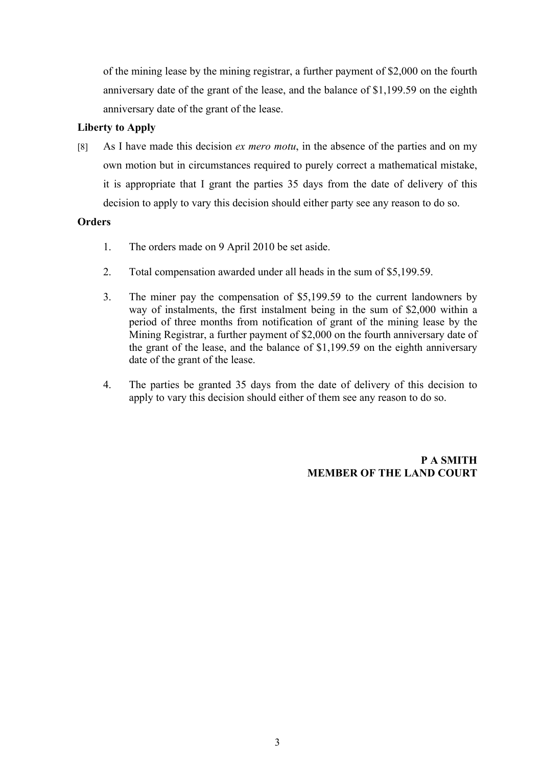of the mining lease by the mining registrar, a further payment of $2,000 on the fourth anniversary date of the grant of the lease, and the balance of $1,199.59 on the eighth anniversary date of the grant of the lease.

**Liberty to Apply**

[8] As I have made this decision *ex mero motu*, in the absence of the parties and on my own motion but in circumstances required to purely correct a mathematical mistake, it is appropriate that I grant the parties 35 days from the date of delivery of this decision to apply to vary this decision should either party see any reason to do so.

**Orders**

1. The orders made on 9 April 2010 be set aside.

2. Total compensation awarded under all heads in the sum of $5,199.59.

3. The miner pay the compensation of $5,199.59 to the current landowners by way of instalments, the first instalment being in the sum of $2,000 within a period of three months from notification of grant of the mining lease by the Mining Registrar, a further payment of $2,000 on the fourth anniversary date of the grant of the lease, and the balance of $1,199.59 on the eighth anniversary date of the grant of the lease.

4. The parties be granted 35 days from the date of delivery of this decision to apply to vary this decision should either of them see any reason to do so.

**P A SMITH**
**MEMBER OF THE LAND COURT**